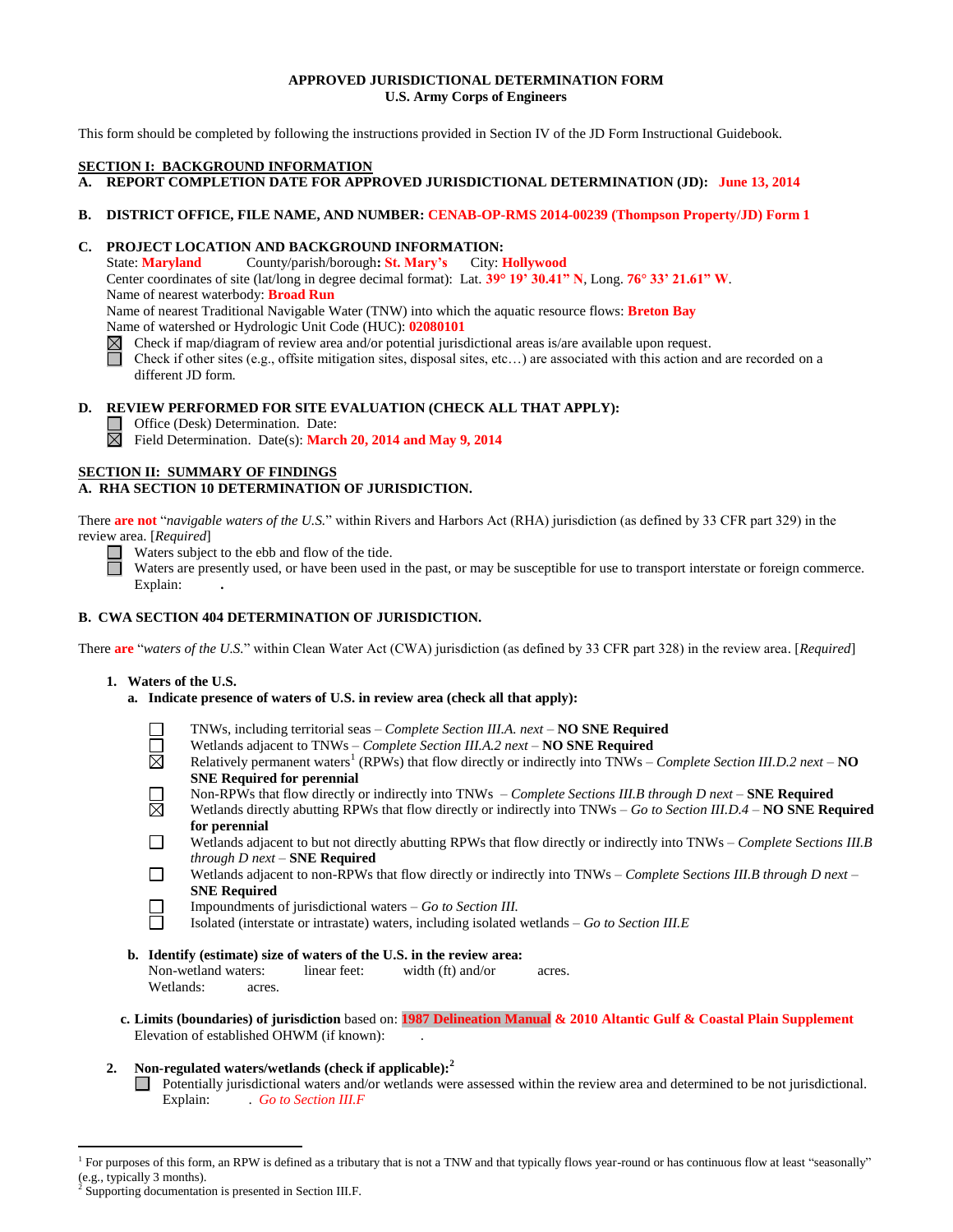# APPROVED JURISDICTIONAL DETERMINATION FORM
## U.S. Army Corps of Engineers

This form should be completed by following the instructions provided in Section IV of the JD Form Instructional Guidebook.

## SECTION I: BACKGROUND INFORMATION

**A. REPORT COMPLETION DATE FOR APPROVED JURISDICTIONAL DETERMINATION (JD): June 13, 2014**

**B. DISTRICT OFFICE, FILE NAME, AND NUMBER: CENAB-OP-RMS 2014-00239 (Thompson Property/JD) Form 1**

**C. PROJECT LOCATION AND BACKGROUND INFORMATION:**

State: **Maryland** County/parish/borough**: St. Mary's** City: **Hollywood**
Center coordinates of site (lat/long in degree decimal format): Lat. **39° 19' 30.41" N**, Long. **76° 33' 21.61" W**.
Name of nearest waterbody: **Broad Run**
Name of nearest Traditional Navigable Water (TNW) into which the aquatic resource flows: **Breton Bay**
Name of watershed or Hydrologic Unit Code (HUC): **02080101**

☒ Check if map/diagram of review area and/or potential jurisdictional areas is/are available upon request.
☐ Check if other sites (e.g., offsite mitigation sites, disposal sites, etc…) are associated with this action and are recorded on a different JD form.

**D. REVIEW PERFORMED FOR SITE EVALUATION (CHECK ALL THAT APPLY):**

☐ Office (Desk) Determination. Date:
☒ Field Determination. Date(s): **March 20, 2014 and May 9, 2014**

## SECTION II: SUMMARY OF FINDINGS

**A. RHA SECTION 10 DETERMINATION OF JURISDICTION.**

There **are not** "*navigable waters of the U.S.*" within Rivers and Harbors Act (RHA) jurisdiction (as defined by 33 CFR part 329) in the review area. [*Required*]

☐ Waters subject to the ebb and flow of the tide.
☐ Waters are presently used, or have been used in the past, or may be susceptible for use to transport interstate or foreign commerce. Explain: .

**B. CWA SECTION 404 DETERMINATION OF JURISDICTION.**

There **are** "*waters of the U.S.*" within Clean Water Act (CWA) jurisdiction (as defined by 33 CFR part 328) in the review area. [*Required*]

**1. Waters of the U.S.**

**a. Indicate presence of waters of U.S. in review area (check all that apply):**

☐ TNWs, including territorial seas – *Complete Section III.A. next* – **NO SNE Required**
☐ Wetlands adjacent to TNWs – *Complete Section III.A.2 next* – **NO SNE Required**
☒ Relatively permanent waters[1] (RPWs) that flow directly or indirectly into TNWs – *Complete Section III.D.2 next* – **NO SNE Required for perennial**
☐ Non-RPWs that flow directly or indirectly into TNWs – *Complete Sections III.B through D next* – **SNE Required**
☒ Wetlands directly abutting RPWs that flow directly or indirectly into TNWs – *Go to Section III.D.4* – **NO SNE Required for perennial**
☐ Wetlands adjacent to but not directly abutting RPWs that flow directly or indirectly into TNWs – *Complete Sections III.B through D next* – **SNE Required**
☐ Wetlands adjacent to non-RPWs that flow directly or indirectly into TNWs – *Complete Sections III.B through D next* – **SNE Required**
☐ Impoundments of jurisdictional waters – *Go to Section III.*
☐ Isolated (interstate or intrastate) waters, including isolated wetlands – *Go to Section III.E*

**b. Identify (estimate) size of waters of the U.S. in the review area:**

Non-wetland waters: linear feet: width (ft) and/or acres.
Wetlands: acres.

**c. Limits (boundaries) of jurisdiction** based on: **1987 Delineation Manual & 2010 Altantic Gulf & Coastal Plain Supplement**
Elevation of established OHWM (if known): .

**2. Non-regulated waters/wetlands (check if applicable):[2]**

☐ Potentially jurisdictional waters and/or wetlands were assessed within the review area and determined to be not jurisdictional. Explain: . *Go to Section III.F*

---

[1] For purposes of this form, an RPW is defined as a tributary that is not a TNW and that typically flows year-round or has continuous flow at least "seasonally" (e.g., typically 3 months).

[2] Supporting documentation is presented in Section III.F.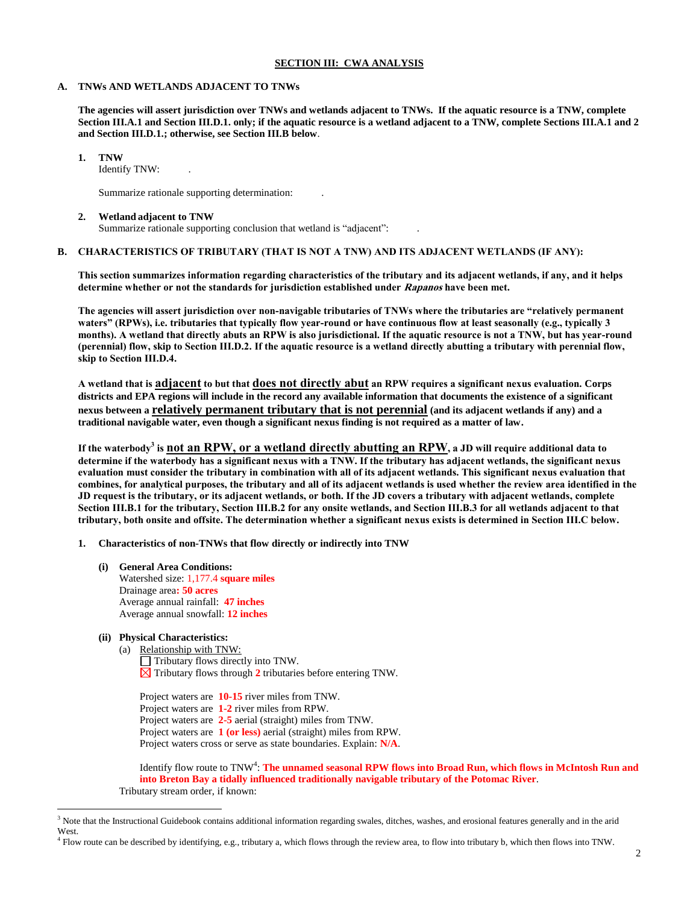## SECTION III: CWA ANALYSIS

### A. TNWs AND WETLANDS ADJACENT TO TNWs

**The agencies will assert jurisdiction over TNWs and wetlands adjacent to TNWs. If the aquatic resource is a TNW, complete Section III.A.1 and Section III.D.1. only; if the aquatic resource is a wetland adjacent to a TNW, complete Sections III.A.1 and 2 and Section III.D.1.; otherwise, see Section III.B below**.

**1. TNW**
Identify TNW: .

Summarize rationale supporting determination: .

**2. Wetland adjacent to TNW**
Summarize rationale supporting conclusion that wetland is "adjacent": .

### B. CHARACTERISTICS OF TRIBUTARY (THAT IS NOT A TNW) AND ITS ADJACENT WETLANDS (IF ANY):

**This section summarizes information regarding characteristics of the tributary and its adjacent wetlands, if any, and it helps determine whether or not the standards for jurisdiction established under *Rapanos* have been met.**

**The agencies will assert jurisdiction over non-navigable tributaries of TNWs where the tributaries are "relatively permanent waters" (RPWs), i.e. tributaries that typically flow year-round or have continuous flow at least seasonally (e.g., typically 3 months). A wetland that directly abuts an RPW is also jurisdictional. If the aquatic resource is not a TNW, but has year-round (perennial) flow, skip to Section III.D.2. If the aquatic resource is a wetland directly abutting a tributary with perennial flow, skip to Section III.D.4.**

**A wetland that is adjacent to but that does not directly abut an RPW requires a significant nexus evaluation. Corps districts and EPA regions will include in the record any available information that documents the existence of a significant nexus between a relatively permanent tributary that is not perennial (and its adjacent wetlands if any) and a traditional navigable water, even though a significant nexus finding is not required as a matter of law.**

**If the waterbody[3] is not an RPW, or a wetland directly abutting an RPW, a JD will require additional data to determine if the waterbody has a significant nexus with a TNW. If the tributary has adjacent wetlands, the significant nexus evaluation must consider the tributary in combination with all of its adjacent wetlands. This significant nexus evaluation that combines, for analytical purposes, the tributary and all of its adjacent wetlands is used whether the review area identified in the JD request is the tributary, or its adjacent wetlands, or both. If the JD covers a tributary with adjacent wetlands, complete Section III.B.1 for the tributary, Section III.B.2 for any onsite wetlands, and Section III.B.3 for all wetlands adjacent to that tributary, both onsite and offsite. The determination whether a significant nexus exists is determined in Section III.C below.**

**1. Characteristics of non-TNWs that flow directly or indirectly into TNW**

**(i) General Area Conditions:**
Watershed size: 1,177.4 **square miles**
Drainage area**: 50 acres**
Average annual rainfall: **47 inches**
Average annual snowfall: **12 inches**

**(ii) Physical Characteristics:**
(a) Relationship with TNW:
☐ Tributary flows directly into TNW.
☒ Tributary flows through **2** tributaries before entering TNW.

Project waters are **10-15** river miles from TNW.
Project waters are **1-2** river miles from RPW.
Project waters are **2-5** aerial (straight) miles from TNW.
Project waters are **1 (or less)** aerial (straight) miles from RPW.
Project waters cross or serve as state boundaries. Explain: **N/A**.

Identify flow route to TNW[4]: **The unnamed seasonal RPW flows into Broad Run, which flows in McIntosh Run and into Breton Bay a tidally influenced traditionally navigable tributary of the Potomac River**.
Tributary stream order, if known:

---

[3] Note that the Instructional Guidebook contains additional information regarding swales, ditches, washes, and erosional features generally and in the arid West.

[4] Flow route can be described by identifying, e.g., tributary a, which flows through the review area, to flow into tributary b, which then flows into TNW.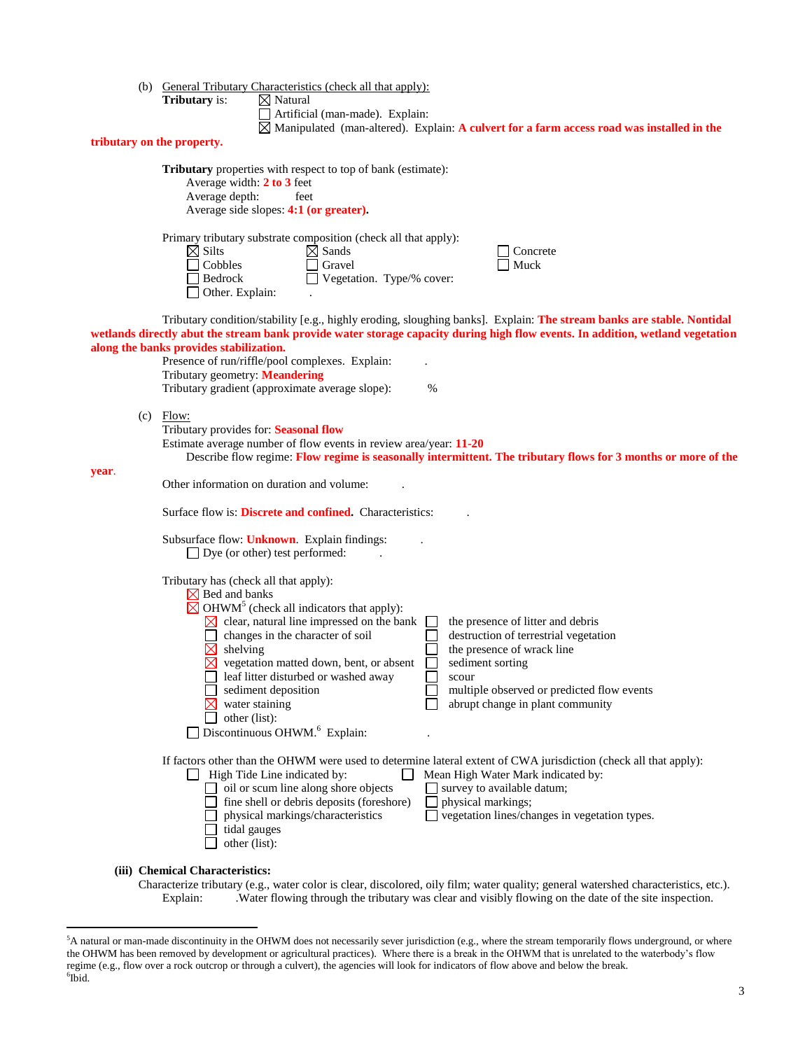(b) General Tributary Characteristics (check all that apply):

**Tributary** is:
- ☒ Natural
- ☐ Artificial (man-made). Explain:
- ☒ Manipulated (man-altered). Explain: **A culvert for a farm access road was installed in the tributary on the property.**

**Tributary** properties with respect to top of bank (estimate):
- Average width: **2 to 3** feet
- Average depth: feet
- Average side slopes: **4:1 (or greater).**

Primary tributary substrate composition (check all that apply):

| | | |
|---|---|---|
| ☒ Silts | ☒ Sands | ☐ Concrete |
| ☐ Cobbles | ☐ Gravel | ☐ Muck |
| ☐ Bedrock | ☐ Vegetation. Type/% cover: | |
| ☐ Other. Explain: . | | |

Tributary condition/stability [e.g., highly eroding, sloughing banks]. Explain: **The stream banks are stable. Nontidal wetlands directly abut the stream bank provide water storage capacity during high flow events. In addition, wetland vegetation along the banks provides stabilization.**

Presence of run/riffle/pool complexes. Explain: .

Tributary geometry: **Meandering**

Tributary gradient (approximate average slope): %

(c) Flow:

Tributary provides for: **Seasonal flow**

Estimate average number of flow events in review area/year: **11-20**

Describe flow regime: **Flow regime is seasonally intermittent. The tributary flows for 3 months or more of the year**.

Other information on duration and volume: .

Surface flow is: **Discrete and confined.** Characteristics: .

Subsurface flow: **Unknown**. Explain findings: .
- ☐ Dye (or other) test performed: .

Tributary has (check all that apply):
- ☒ Bed and banks
- ☒ OHWM[5] (check all indicators that apply):

| | |
|---|---|
| ☒ clear, natural line impressed on the bank | ☐ the presence of litter and debris |
| ☐ changes in the character of soil | ☐ destruction of terrestrial vegetation |
| ☒ shelving | ☐ the presence of wrack line |
| ☒ vegetation matted down, bent, or absent | ☐ sediment sorting |
| ☐ leaf litter disturbed or washed away | ☐ scour |
| ☐ sediment deposition | ☐ multiple observed or predicted flow events |
| ☒ water staining | ☐ abrupt change in plant community |
| ☐ other (list): | |

- ☐ Discontinuous OHWM.[6] Explain: .

If factors other than the OHWM were used to determine lateral extent of CWA jurisdiction (check all that apply):

| | |
|---|---|
| ☐ High Tide Line indicated by: | ☐ Mean High Water Mark indicated by: |
| ☐ oil or scum line along shore objects | ☐ survey to available datum; |
| ☐ fine shell or debris deposits (foreshore) | ☐ physical markings; |
| ☐ physical markings/characteristics | ☐ vegetation lines/changes in vegetation types. |
| ☐ tidal gauges | |
| ☐ other (list): | |

**(iii) Chemical Characteristics:**

Characterize tributary (e.g., water color is clear, discolored, oily film; water quality; general watershed characteristics, etc.).

Explain: .Water flowing through the tributary was clear and visibly flowing on the date of the site inspection.

---

[5] A natural or man-made discontinuity in the OHWM does not necessarily sever jurisdiction (e.g., where the stream temporarily flows underground, or where the OHWM has been removed by development or agricultural practices). Where there is a break in the OHWM that is unrelated to the waterbody's flow regime (e.g., flow over a rock outcrop or through a culvert), the agencies will look for indicators of flow above and below the break.

[6] Ibid.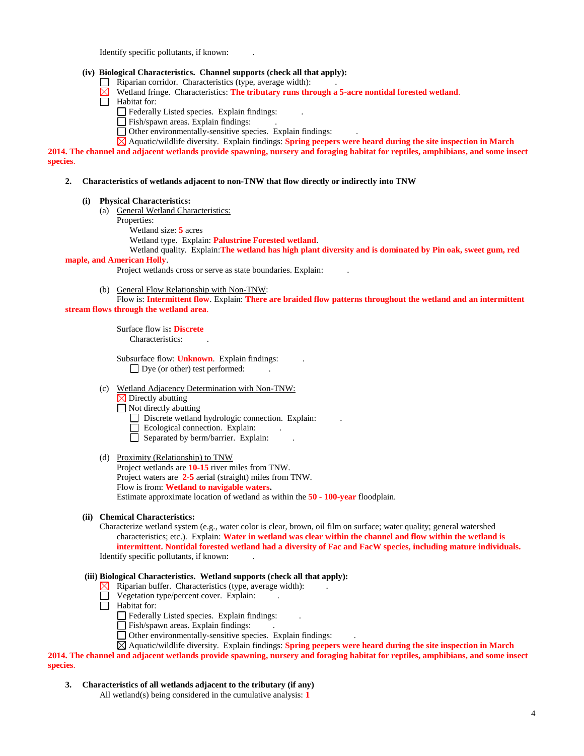Identify specific pollutants, if known: .

**(iv) Biological Characteristics. Channel supports (check all that apply):**

- ☐ Riparian corridor. Characteristics (type, average width): .
- ☒ Wetland fringe. Characteristics: **The tributary runs through a 5-acre nontidal forested wetland**.
- ☐ Habitat for:
  - ☐ Federally Listed species. Explain findings: .
  - ☐ Fish/spawn areas. Explain findings: .
  - ☐ Other environmentally-sensitive species. Explain findings: .
  - ☒ Aquatic/wildlife diversity. Explain findings: **Spring peepers were heard during the site inspection in March 2014. The channel and adjacent wetlands provide spawning, nursery and foraging habitat for reptiles, amphibians, and some insect species**.

**2. Characteristics of wetlands adjacent to non-TNW that flow directly or indirectly into TNW**

**(i) Physical Characteristics:**

(a) General Wetland Characteristics:

Properties:

Wetland size: **5** acres

Wetland type. Explain: **Palustrine Forested wetland**.

Wetland quality. Explain:**The wetland has high plant diversity and is dominated by Pin oak, sweet gum, red maple, and American Holly**.

Project wetlands cross or serve as state boundaries. Explain: .

(b) General Flow Relationship with Non-TNW:

Flow is: **Intermittent flow**. Explain: **There are braided flow patterns throughout the wetland and an intermittent stream flows through the wetland area**.

Surface flow is**: Discrete**

Characteristics: .

Subsurface flow: **Unknown**. Explain findings: .

☐ Dye (or other) test performed: .

(c) Wetland Adjacency Determination with Non-TNW:

- ☒ Directly abutting
- ☐ Not directly abutting
  - ☐ Discrete wetland hydrologic connection. Explain: .
  - ☐ Ecological connection. Explain: .
  - ☐ Separated by berm/barrier. Explain: .

(d) Proximity (Relationship) to TNW

Project wetlands are **10-15** river miles from TNW.

Project waters are **2-5** aerial (straight) miles from TNW.

Flow is from: **Wetland to navigable waters.**

Estimate approximate location of wetland as within the **50 - 100-year** floodplain.

**(ii) Chemical Characteristics:**

Characterize wetland system (e.g., water color is clear, brown, oil film on surface; water quality; general watershed characteristics; etc.). Explain: **Water in wetland was clear within the channel and flow within the wetland is intermittent. Nontidal forested wetland had a diversity of Fac and FacW species, including mature individuals.**

Identify specific pollutants, if known: .

**(iii) Biological Characteristics. Wetland supports (check all that apply):**

- ☒ Riparian buffer. Characteristics (type, average width): .
- ☐ Vegetation type/percent cover. Explain: .
- ☐ Habitat for:
  - ☐ Federally Listed species. Explain findings: .
  - ☐ Fish/spawn areas. Explain findings: .
  - ☐ Other environmentally-sensitive species. Explain findings: .
  - ☒ Aquatic/wildlife diversity. Explain findings: **Spring peepers were heard during the site inspection in March 2014. The channel and adjacent wetlands provide spawning, nursery and foraging habitat for reptiles, amphibians, and some insect species**.

**3. Characteristics of all wetlands adjacent to the tributary (if any)**

All wetland(s) being considered in the cumulative analysis: **1**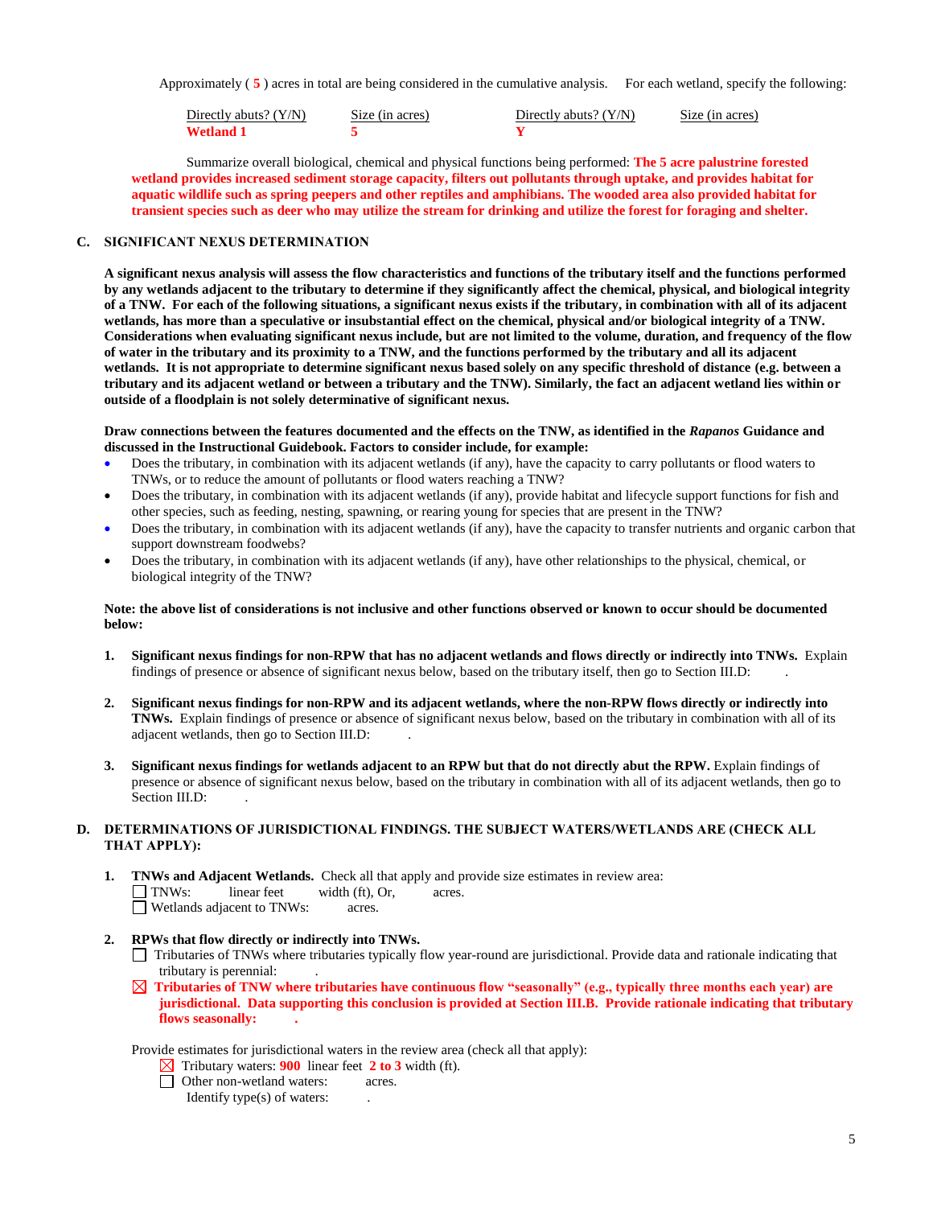Approximately ( **5** ) acres in total are being considered in the cumulative analysis. For each wetland, specify the following:

| Directly abuts? (Y/N) | Size (in acres) | Directly abuts? (Y/N) | Size (in acres) |
|---|---|---|---|
| **Wetland 1** | **5** | **Y** | |

Summarize overall biological, chemical and physical functions being performed: **The 5 acre palustrine forested wetland provides increased sediment storage capacity, filters out pollutants through uptake, and provides habitat for aquatic wildlife such as spring peepers and other reptiles and amphibians. The wooded area also provided habitat for transient species such as deer who may utilize the stream for drinking and utilize the forest for foraging and shelter.**

## C. SIGNIFICANT NEXUS DETERMINATION

**A significant nexus analysis will assess the flow characteristics and functions of the tributary itself and the functions performed by any wetlands adjacent to the tributary to determine if they significantly affect the chemical, physical, and biological integrity of a TNW. For each of the following situations, a significant nexus exists if the tributary, in combination with all of its adjacent wetlands, has more than a speculative or insubstantial effect on the chemical, physical and/or biological integrity of a TNW. Considerations when evaluating significant nexus include, but are not limited to the volume, duration, and frequency of the flow of water in the tributary and its proximity to a TNW, and the functions performed by the tributary and all its adjacent wetlands. It is not appropriate to determine significant nexus based solely on any specific threshold of distance (e.g. between a tributary and its adjacent wetland or between a tributary and the TNW). Similarly, the fact an adjacent wetland lies within or outside of a floodplain is not solely determinative of significant nexus.**

**Draw connections between the features documented and the effects on the TNW, as identified in the *Rapanos* Guidance and discussed in the Instructional Guidebook. Factors to consider include, for example:**

- Does the tributary, in combination with its adjacent wetlands (if any), have the capacity to carry pollutants or flood waters to TNWs, or to reduce the amount of pollutants or flood waters reaching a TNW?
- Does the tributary, in combination with its adjacent wetlands (if any), provide habitat and lifecycle support functions for fish and other species, such as feeding, nesting, spawning, or rearing young for species that are present in the TNW?
- Does the tributary, in combination with its adjacent wetlands (if any), have the capacity to transfer nutrients and organic carbon that support downstream foodwebs?
- Does the tributary, in combination with its adjacent wetlands (if any), have other relationships to the physical, chemical, or biological integrity of the TNW?

**Note: the above list of considerations is not inclusive and other functions observed or known to occur should be documented below:**

1. **Significant nexus findings for non-RPW that has no adjacent wetlands and flows directly or indirectly into TNWs.** Explain findings of presence or absence of significant nexus below, based on the tributary itself, then go to Section III.D: .

2. **Significant nexus findings for non-RPW and its adjacent wetlands, where the non-RPW flows directly or indirectly into TNWs.** Explain findings of presence or absence of significant nexus below, based on the tributary in combination with all of its adjacent wetlands, then go to Section III.D: .

3. **Significant nexus findings for wetlands adjacent to an RPW but that do not directly abut the RPW.** Explain findings of presence or absence of significant nexus below, based on the tributary in combination with all of its adjacent wetlands, then go to Section III.D: .

## D. DETERMINATIONS OF JURISDICTIONAL FINDINGS. THE SUBJECT WATERS/WETLANDS ARE (CHECK ALL THAT APPLY):

1. **TNWs and Adjacent Wetlands.** Check all that apply and provide size estimates in review area:
   - ☐ TNWs: linear feet width (ft), Or, acres.
   - ☐ Wetlands adjacent to TNWs: acres.

2. **RPWs that flow directly or indirectly into TNWs.**
   - ☐ Tributaries of TNWs where tributaries typically flow year-round are jurisdictional. Provide data and rationale indicating that tributary is perennial: .
   - ☒ **Tributaries of TNW where tributaries have continuous flow "seasonally" (e.g., typically three months each year) are jurisdictional. Data supporting this conclusion is provided at Section III.B. Provide rationale indicating that tributary flows seasonally: .**

   Provide estimates for jurisdictional waters in the review area (check all that apply):
   - ☒ Tributary waters: **900** linear feet **2 to 3** width (ft).
   - ☐ Other non-wetland waters: acres.
     Identify type(s) of waters: .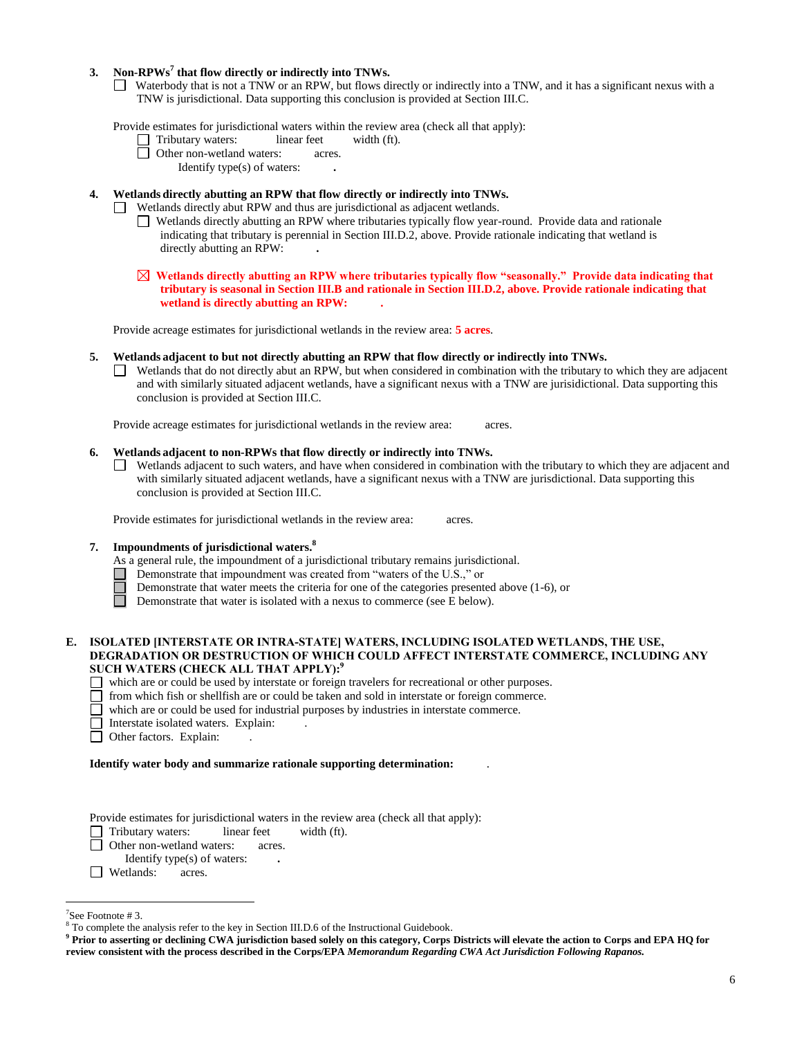**3. Non-RPWs[7] that flow directly or indirectly into TNWs.**

☐ Waterbody that is not a TNW or an RPW, but flows directly or indirectly into a TNW, and it has a significant nexus with a TNW is jurisdictional. Data supporting this conclusion is provided at Section III.C.

Provide estimates for jurisdictional waters within the review area (check all that apply):

☐ Tributary waters: linear feet width (ft).

☐ Other non-wetland waters: acres.

Identify type(s) of waters: .

**4. Wetlands directly abutting an RPW that flow directly or indirectly into TNWs.**

☐ Wetlands directly abut RPW and thus are jurisdictional as adjacent wetlands.

☐ Wetlands directly abutting an RPW where tributaries typically flow year-round. Provide data and rationale indicating that tributary is perennial in Section III.D.2, above. Provide rationale indicating that wetland is directly abutting an RPW: .

☒ **Wetlands directly abutting an RPW where tributaries typically flow "seasonally." Provide data indicating that tributary is seasonal in Section III.B and rationale in Section III.D.2, above. Provide rationale indicating that wetland is directly abutting an RPW: .**

Provide acreage estimates for jurisdictional wetlands in the review area: **5 acres**.

**5. Wetlands adjacent to but not directly abutting an RPW that flow directly or indirectly into TNWs.**

☐ Wetlands that do not directly abut an RPW, but when considered in combination with the tributary to which they are adjacent and with similarly situated adjacent wetlands, have a significant nexus with a TNW are jurisidictional. Data supporting this conclusion is provided at Section III.C.

Provide acreage estimates for jurisdictional wetlands in the review area: acres.

**6. Wetlands adjacent to non-RPWs that flow directly or indirectly into TNWs.**

☐ Wetlands adjacent to such waters, and have when considered in combination with the tributary to which they are adjacent and with similarly situated adjacent wetlands, have a significant nexus with a TNW are jurisdictional. Data supporting this conclusion is provided at Section III.C.

Provide estimates for jurisdictional wetlands in the review area: acres.

**7. Impoundments of jurisdictional waters.[8]**

As a general rule, the impoundment of a jurisdictional tributary remains jurisdictional.

☐ Demonstrate that impoundment was created from "waters of the U.S.," or

☐ Demonstrate that water meets the criteria for one of the categories presented above (1-6), or

☐ Demonstrate that water is isolated with a nexus to commerce (see E below).

**E. ISOLATED [INTERSTATE OR INTRA-STATE] WATERS, INCLUDING ISOLATED WETLANDS, THE USE, DEGRADATION OR DESTRUCTION OF WHICH COULD AFFECT INTERSTATE COMMERCE, INCLUDING ANY SUCH WATERS (CHECK ALL THAT APPLY):[9]**

☐ which are or could be used by interstate or foreign travelers for recreational or other purposes.

☐ from which fish or shellfish are or could be taken and sold in interstate or foreign commerce.

☐ which are or could be used for industrial purposes by industries in interstate commerce.

☐ Interstate isolated waters. Explain: .

☐ Other factors. Explain: .

**Identify water body and summarize rationale supporting determination:** .

Provide estimates for jurisdictional waters in the review area (check all that apply):

☐ Tributary waters: linear feet width (ft).

☐ Other non-wetland waters: acres.

Identify type(s) of waters: .

☐ Wetlands: acres.

---

[7] See Footnote # 3.

[8] To complete the analysis refer to the key in Section III.D.6 of the Instructional Guidebook.

**[9] Prior to asserting or declining CWA jurisdiction based solely on this category, Corps Districts will elevate the action to Corps and EPA HQ for review consistent with the process described in the Corps/EPA *Memorandum Regarding CWA Act Jurisdiction Following Rapanos.***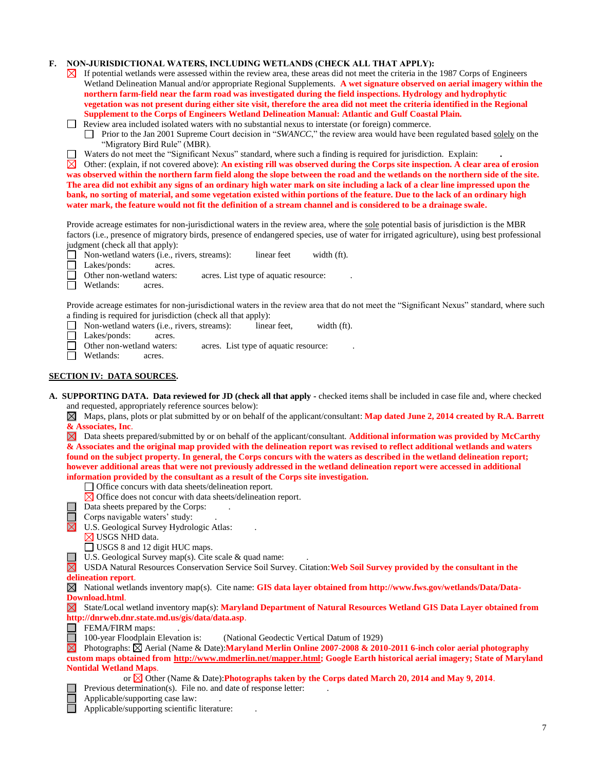**F. NON-JURISDICTIONAL WATERS, INCLUDING WETLANDS (CHECK ALL THAT APPLY):**

☒ If potential wetlands were assessed within the review area, these areas did not meet the criteria in the 1987 Corps of Engineers Wetland Delineation Manual and/or appropriate Regional Supplements. **A wet signature observed on aerial imagery within the northern farm-field near the farm road was investigated during the field inspections. Hydrology and hydrophytic vegetation was not present during either site visit, therefore the area did not meet the criteria identified in the Regional Supplement to the Corps of Engineers Wetland Delineation Manual: Atlantic and Gulf Coastal Plain.**

☐ Review area included isolated waters with no substantial nexus to interstate (or foreign) commerce.

☐ Prior to the Jan 2001 Supreme Court decision in "*SWANCC*," the review area would have been regulated based solely on the "Migratory Bird Rule" (MBR).

☐ Waters do not meet the "Significant Nexus" standard, where such a finding is required for jurisdiction. Explain: .

☒ Other: (explain, if not covered above): **An existing rill was observed during the Corps site inspection. A clear area of erosion was observed within the northern farm field along the slope between the road and the wetlands on the northern side of the site. The area did not exhibit any signs of an ordinary high water mark on site including a lack of a clear line impressed upon the bank, no sorting of material, and some vegetation existed within portions of the feature. Due to the lack of an ordinary high water mark, the feature would not fit the definition of a stream channel and is considered to be a drainage swale.**

Provide acreage estimates for non-jurisdictional waters in the review area, where the sole potential basis of jurisdiction is the MBR factors (i.e., presence of migratory birds, presence of endangered species, use of water for irrigated agriculture), using best professional judgment (check all that apply):

☐ Non-wetland waters (i.e., rivers, streams): linear feet width (ft).
☐ Lakes/ponds: acres.
☐ Other non-wetland waters: acres. List type of aquatic resource: .
☐ Wetlands: acres.

Provide acreage estimates for non-jurisdictional waters in the review area that do not meet the "Significant Nexus" standard, where such a finding is required for jurisdiction (check all that apply):

☐ Non-wetland waters (i.e., rivers, streams): linear feet, width (ft).
☐ Lakes/ponds: acres.
☐ Other non-wetland waters: acres. List type of aquatic resource: .
☐ Wetlands: acres.

## SECTION IV: DATA SOURCES.

**A. SUPPORTING DATA. Data reviewed for JD (check all that apply** - checked items shall be included in case file and, where checked and requested, appropriately reference sources below):

☒ Maps, plans, plots or plat submitted by or on behalf of the applicant/consultant: **Map dated June 2, 2014 created by R.A. Barrett & Associates, Inc**.

☒ Data sheets prepared/submitted by or on behalf of the applicant/consultant. **Additional information was provided by McCarthy & Associates and the original map provided with the delineation report was revised to reflect additional wetlands and waters found on the subject property. In general, the Corps concurs with the waters as described in the wetland delineation report; however additional areas that were not previously addressed in the wetland delineation report were accessed in additional information provided by the consultant as a result of the Corps site investigation.**

☐ Office concurs with data sheets/delineation report.
☒ Office does not concur with data sheets/delineation report.

☐ Data sheets prepared by the Corps: .
☐ Corps navigable waters' study: .
☒ U.S. Geological Survey Hydrologic Atlas: .
☒ USGS NHD data.
☐ USGS 8 and 12 digit HUC maps.
☐ U.S. Geological Survey map(s). Cite scale & quad name: .
☒ USDA Natural Resources Conservation Service Soil Survey. Citation: **Web Soil Survey provided by the consultant in the delineation report**.
☒ National wetlands inventory map(s). Cite name: **GIS data layer obtained from http://www.fws.gov/wetlands/Data/Data-Download.html**.
☒ State/Local wetland inventory map(s): **Maryland Department of Natural Resources Wetland GIS Data Layer obtained from http://dnrweb.dnr.state.md.us/gis/data/data.asp**.
☐ FEMA/FIRM maps: .
☐ 100-year Floodplain Elevation is: (National Geodectic Vertical Datum of 1929)
☒ Photographs: ☒ Aerial (Name & Date): **Maryland Merlin Online 2007-2008 & 2010-2011 6-inch color aerial photography custom maps obtained from http://www.mdmerlin.net/mapper.html; Google Earth historical aerial imagery; State of Maryland Nontidal Wetland Maps**.
or ☒ Other (Name & Date): **Photographs taken by the Corps dated March 20, 2014 and May 9, 2014**.
☐ Previous determination(s). File no. and date of response letter: .
☐ Applicable/supporting case law: .
☐ Applicable/supporting scientific literature: .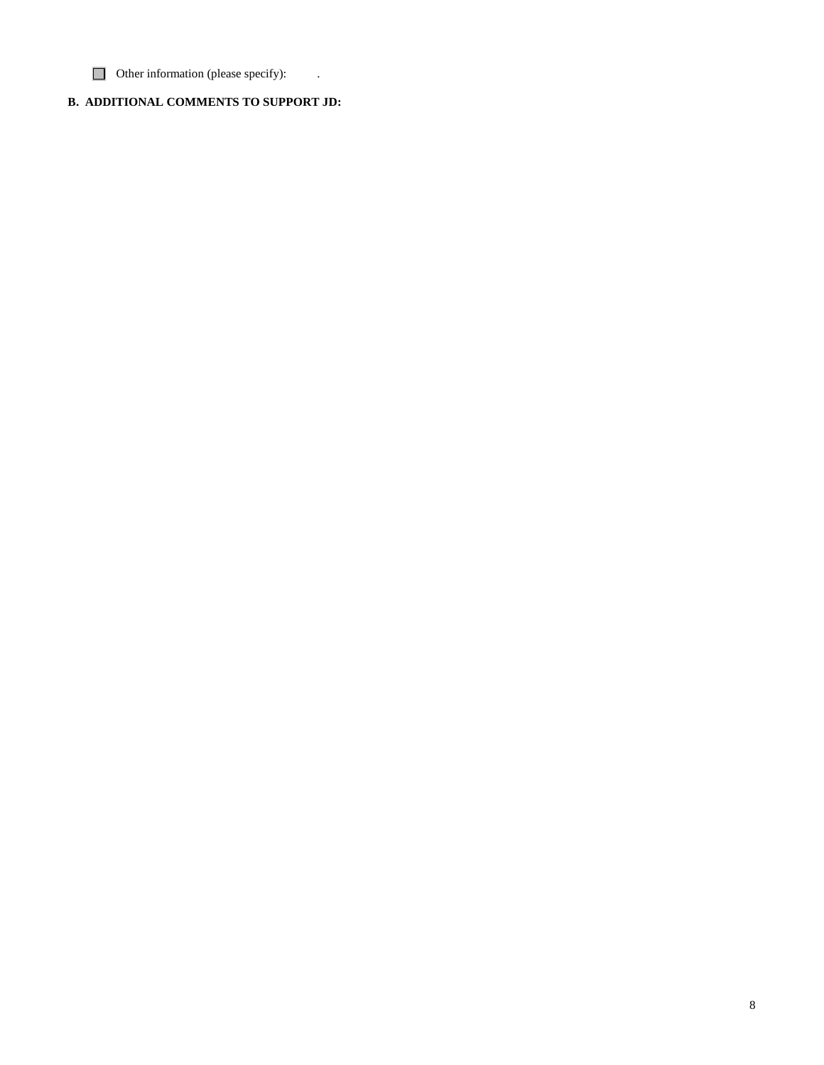☐ Other information (please specify): .

**B. ADDITIONAL COMMENTS TO SUPPORT JD:**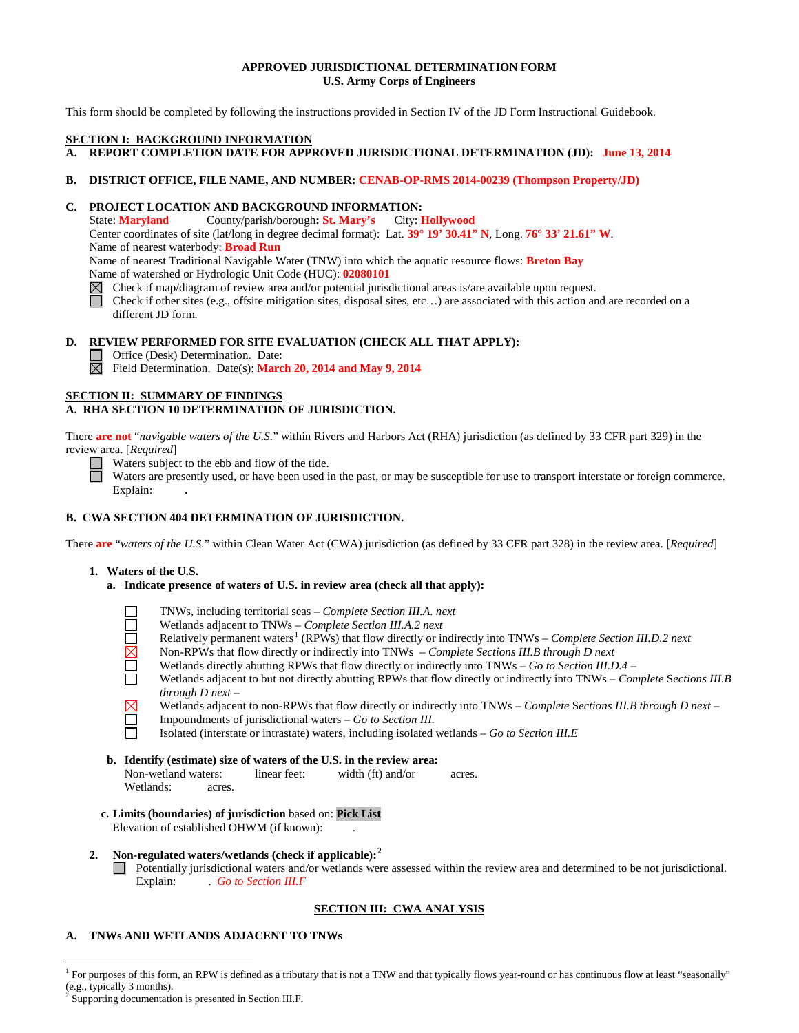**APPROVED JURISDICTIONAL DETERMINATION FORM**
**U.S. Army Corps of Engineers**

This form should be completed by following the instructions provided in Section IV of the JD Form Instructional Guidebook.

**SECTION I: BACKGROUND INFORMATION**

**A. REPORT COMPLETION DATE FOR APPROVED JURISDICTIONAL DETERMINATION (JD): June 13, 2014**

**B. DISTRICT OFFICE, FILE NAME, AND NUMBER: CENAB-OP-RMS 2014-00239 (Thompson Property/JD)**

**C. PROJECT LOCATION AND BACKGROUND INFORMATION:**

State: **Maryland** County/parish/borough**: St. Mary's** City: **Hollywood**
Center coordinates of site (lat/long in degree decimal format): Lat. **39° 19' 30.41" N**, Long. **76° 33' 21.61" W**.
Name of nearest waterbody: **Broad Run**
Name of nearest Traditional Navigable Water (TNW) into which the aquatic resource flows: **Breton Bay**
Name of watershed or Hydrologic Unit Code (HUC): **02080101**

- ☒ Check if map/diagram of review area and/or potential jurisdictional areas is/are available upon request.
- ☐ Check if other sites (e.g., offsite mitigation sites, disposal sites, etc…) are associated with this action and are recorded on a different JD form.

**D. REVIEW PERFORMED FOR SITE EVALUATION (CHECK ALL THAT APPLY):**

- ☐ Office (Desk) Determination. Date:
- ☒ Field Determination. Date(s): **March 20, 2014 and May 9, 2014**

**SECTION II: SUMMARY OF FINDINGS**

**A. RHA SECTION 10 DETERMINATION OF JURISDICTION.**

There **are not** "*navigable waters of the U.S.*" within Rivers and Harbors Act (RHA) jurisdiction (as defined by 33 CFR part 329) in the review area. [*Required*]

- ☐ Waters subject to the ebb and flow of the tide.
- ☐ Waters are presently used, or have been used in the past, or may be susceptible for use to transport interstate or foreign commerce. Explain: .

**B. CWA SECTION 404 DETERMINATION OF JURISDICTION.**

There **are** "*waters of the U.S.*" within Clean Water Act (CWA) jurisdiction (as defined by 33 CFR part 328) in the review area. [*Required*]

**1. Waters of the U.S.**

**a. Indicate presence of waters of U.S. in review area (check all that apply):**

- ☐ TNWs, including territorial seas – *Complete Section III.A. next*
- ☐ Wetlands adjacent to TNWs – *Complete Section III.A.2 next*
- ☐ Relatively permanent waters[1] (RPWs) that flow directly or indirectly into TNWs – *Complete Section III.D.2 next*
- ☒ Non-RPWs that flow directly or indirectly into TNWs – *Complete Sections III.B through D next*
- ☐ Wetlands directly abutting RPWs that flow directly or indirectly into TNWs – *Go to Section III.D.4 –*
- ☐ Wetlands adjacent to but not directly abutting RPWs that flow directly or indirectly into TNWs – *Complete Sections III.B through D next –*
- ☒ Wetlands adjacent to non-RPWs that flow directly or indirectly into TNWs – *Complete Sections III.B through D next –*
- ☐ Impoundments of jurisdictional waters – *Go to Section III.*
- ☐ Isolated (interstate or intrastate) waters, including isolated wetlands – *Go to Section III.E*

**b. Identify (estimate) size of waters of the U.S. in the review area:**

Non-wetland waters: linear feet: width (ft) and/or acres.
Wetlands: acres.

**c. Limits (boundaries) of jurisdiction** based on: **Pick List**
Elevation of established OHWM (if known): .

**2. Non-regulated waters/wetlands (check if applicable):**[2]

- ☐ Potentially jurisdictional waters and/or wetlands were assessed within the review area and determined to be not jurisdictional. Explain: . *Go to Section III.F*

**SECTION III: CWA ANALYSIS**

**A. TNWs AND WETLANDS ADJACENT TO TNWs**

---

[1] For purposes of this form, an RPW is defined as a tributary that is not a TNW and that typically flows year-round or has continuous flow at least "seasonally" (e.g., typically 3 months).

[2] Supporting documentation is presented in Section III.F.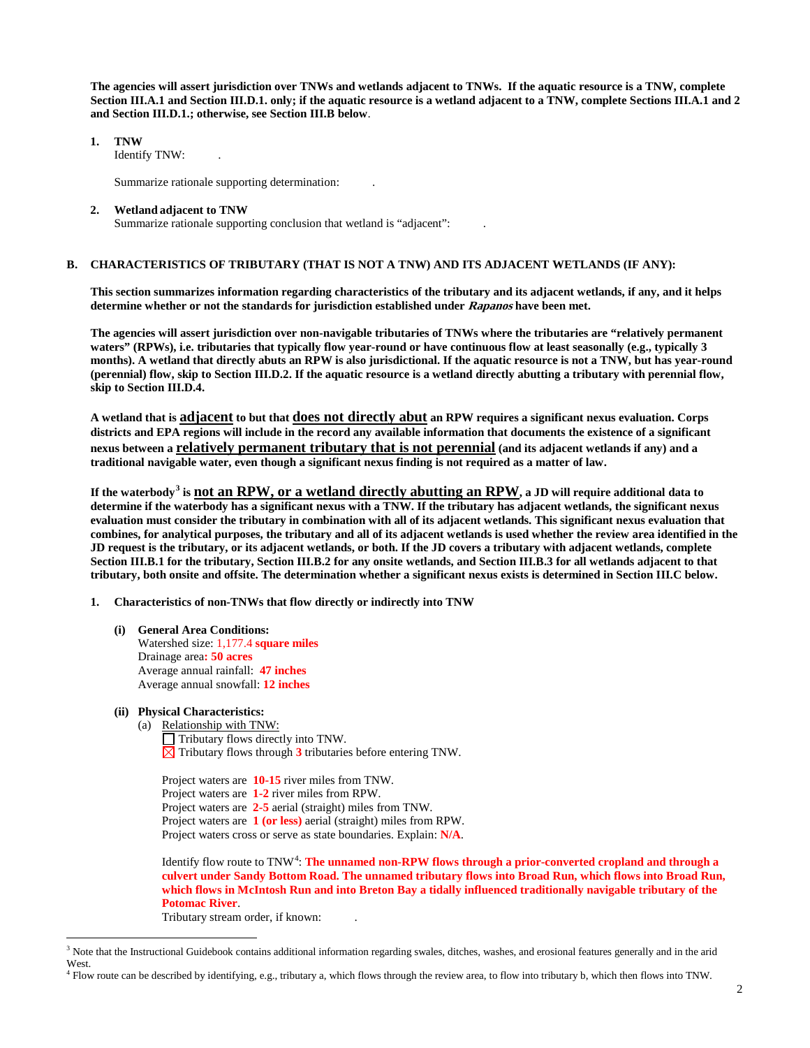**The agencies will assert jurisdiction over TNWs and wetlands adjacent to TNWs. If the aquatic resource is a TNW, complete Section III.A.1 and Section III.D.1. only; if the aquatic resource is a wetland adjacent to a TNW, complete Sections III.A.1 and 2 and Section III.D.1.; otherwise, see Section III.B below**.

1. **TNW**
   Identify TNW: .

   Summarize rationale supporting determination: .

2. **Wetland adjacent to TNW**
   Summarize rationale supporting conclusion that wetland is "adjacent": .

## B. CHARACTERISTICS OF TRIBUTARY (THAT IS NOT A TNW) AND ITS ADJACENT WETLANDS (IF ANY):

**This section summarizes information regarding characteristics of the tributary and its adjacent wetlands, if any, and it helps determine whether or not the standards for jurisdiction established under *Rapanos* have been met.**

**The agencies will assert jurisdiction over non-navigable tributaries of TNWs where the tributaries are "relatively permanent waters" (RPWs), i.e. tributaries that typically flow year-round or have continuous flow at least seasonally (e.g., typically 3 months). A wetland that directly abuts an RPW is also jurisdictional. If the aquatic resource is not a TNW, but has year-round (perennial) flow, skip to Section III.D.2. If the aquatic resource is a wetland directly abutting a tributary with perennial flow, skip to Section III.D.4.**

**A wetland that is adjacent to but that does not directly abut an RPW requires a significant nexus evaluation. Corps districts and EPA regions will include in the record any available information that documents the existence of a significant nexus between a relatively permanent tributary that is not perennial (and its adjacent wetlands if any) and a traditional navigable water, even though a significant nexus finding is not required as a matter of law.**

**If the waterbody[3] is not an RPW, or a wetland directly abutting an RPW, a JD will require additional data to determine if the waterbody has a significant nexus with a TNW. If the tributary has adjacent wetlands, the significant nexus evaluation must consider the tributary in combination with all of its adjacent wetlands. This significant nexus evaluation that combines, for analytical purposes, the tributary and all of its adjacent wetlands is used whether the review area identified in the JD request is the tributary, or its adjacent wetlands, or both. If the JD covers a tributary with adjacent wetlands, complete Section III.B.1 for the tributary, Section III.B.2 for any onsite wetlands, and Section III.B.3 for all wetlands adjacent to that tributary, both onsite and offsite. The determination whether a significant nexus exists is determined in Section III.C below.**

1. **Characteristics of non-TNWs that flow directly or indirectly into TNW**

   **(i) General Area Conditions:**
   Watershed size: 1,177.4 **square miles**
   Drainage area**: 50 acres**
   Average annual rainfall: **47 inches**
   Average annual snowfall: **12 inches**

   **(ii) Physical Characteristics:**
   (a) Relationship with TNW:
   ☐ Tributary flows directly into TNW.
   ☒ Tributary flows through **3** tributaries before entering TNW.

   Project waters are **10-15** river miles from TNW.
   Project waters are **1-2** river miles from RPW.
   Project waters are **2-5** aerial (straight) miles from TNW.
   Project waters are **1 (or less)** aerial (straight) miles from RPW.
   Project waters cross or serve as state boundaries. Explain: **N/A**.

   Identify flow route to TNW[4]: **The unnamed non-RPW flows through a prior-converted cropland and through a culvert under Sandy Bottom Road. The unnamed tributary flows into Broad Run, which flows into Broad Run, which flows in McIntosh Run and into Breton Bay a tidally influenced traditionally navigable tributary of the Potomac River**.
   Tributary stream order, if known: .

---

[3] Note that the Instructional Guidebook contains additional information regarding swales, ditches, washes, and erosional features generally and in the arid West.

[4] Flow route can be described by identifying, e.g., tributary a, which flows through the review area, to flow into tributary b, which then flows into TNW.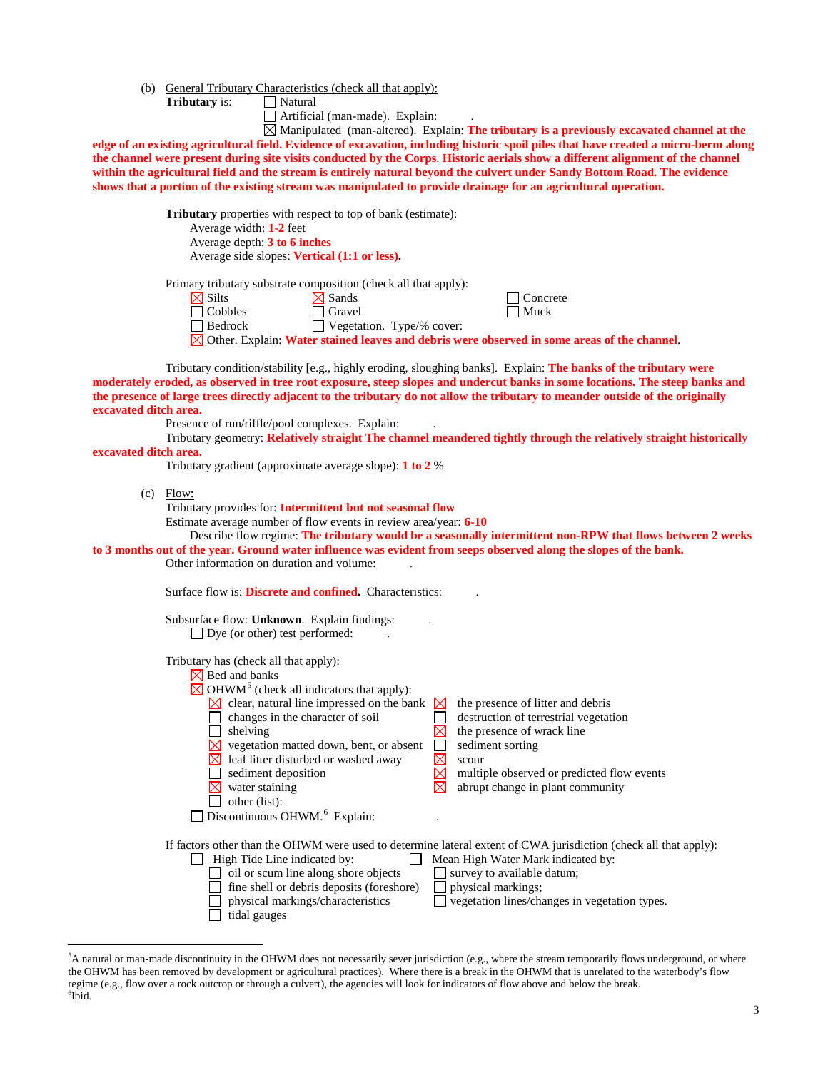(b) General Tributary Characteristics (check all that apply):

**Tributary** is:

- ☐ Natural
- ☐ Artificial (man-made). Explain: .
- ☒ Manipulated (man-altered). Explain: **The tributary is a previously excavated channel at the edge of an existing agricultural field. Evidence of excavation, including historic spoil piles that have created a micro-berm along the channel were present during site visits conducted by the Corps. Historic aerials show a different alignment of the channel within the agricultural field and the stream is entirely natural beyond the culvert under Sandy Bottom Road. The evidence shows that a portion of the existing stream was manipulated to provide drainage for an agricultural operation.**

**Tributary** properties with respect to top of bank (estimate):

Average width: **1-2** feet
Average depth: **3 to 6 inches**
Average side slopes: **Vertical (1:1 or less).**

Primary tributary substrate composition (check all that apply):

- ☒ Silts
- ☒ Sands
- ☐ Concrete
- ☐ Cobbles
- ☐ Gravel
- ☐ Muck
- ☐ Bedrock
- ☐ Vegetation. Type/% cover:
- ☒ Other. Explain: **Water stained leaves and debris were observed in some areas of the channel**.

Tributary condition/stability [e.g., highly eroding, sloughing banks]. Explain: **The banks of the tributary were moderately eroded, as observed in tree root exposure, steep slopes and undercut banks in some locations. The steep banks and the presence of large trees directly adjacent to the tributary do not allow the tributary to meander outside of the originally excavated ditch area.**

Presence of run/riffle/pool complexes. Explain: .

Tributary geometry: **Relatively straight The channel meandered tightly through the relatively straight historically excavated ditch area.**

Tributary gradient (approximate average slope): **1 to 2** %

(c) Flow:

Tributary provides for: **Intermittent but not seasonal flow**

Estimate average number of flow events in review area/year: **6-10**

Describe flow regime: **The tributary would be a seasonally intermittent non-RPW that flows between 2 weeks to 3 months out of the year. Ground water influence was evident from seeps observed along the slopes of the bank.**

Other information on duration and volume: .

Surface flow is: **Discrete and confined.** Characteristics: .

Subsurface flow: **Unknown**. Explain findings: .

- ☐ Dye (or other) test performed: .

Tributary has (check all that apply):

- ☒ Bed and banks
- ☒ OHWM[5] (check all indicators that apply):
  - ☒ clear, natural line impressed on the bank
  - ☐ changes in the character of soil
  - ☐ shelving
  - ☒ vegetation matted down, bent, or absent
  - ☒ leaf litter disturbed or washed away
  - ☐ sediment deposition
  - ☒ water staining
  - ☐ other (list):
  - ☒ the presence of litter and debris
  - ☐ destruction of terrestrial vegetation
  - ☒ the presence of wrack line
  - ☐ sediment sorting
  - ☒ scour
  - ☒ multiple observed or predicted flow events
  - ☒ abrupt change in plant community
- ☐ Discontinuous OHWM.[6] Explain: .

If factors other than the OHWM were used to determine lateral extent of CWA jurisdiction (check all that apply):

- ☐ High Tide Line indicated by:
  - ☐ oil or scum line along shore objects
  - ☐ fine shell or debris deposits (foreshore)
  - ☐ physical markings/characteristics
  - ☐ tidal gauges
- ☐ Mean High Water Mark indicated by:
  - ☐ survey to available datum;
  - ☐ physical markings;
  - ☐ vegetation lines/changes in vegetation types.

---

[5]A natural or man-made discontinuity in the OHWM does not necessarily sever jurisdiction (e.g., where the stream temporarily flows underground, or where the OHWM has been removed by development or agricultural practices). Where there is a break in the OHWM that is unrelated to the waterbody's flow regime (e.g., flow over a rock outcrop or through a culvert), the agencies will look for indicators of flow above and below the break.

[6]Ibid.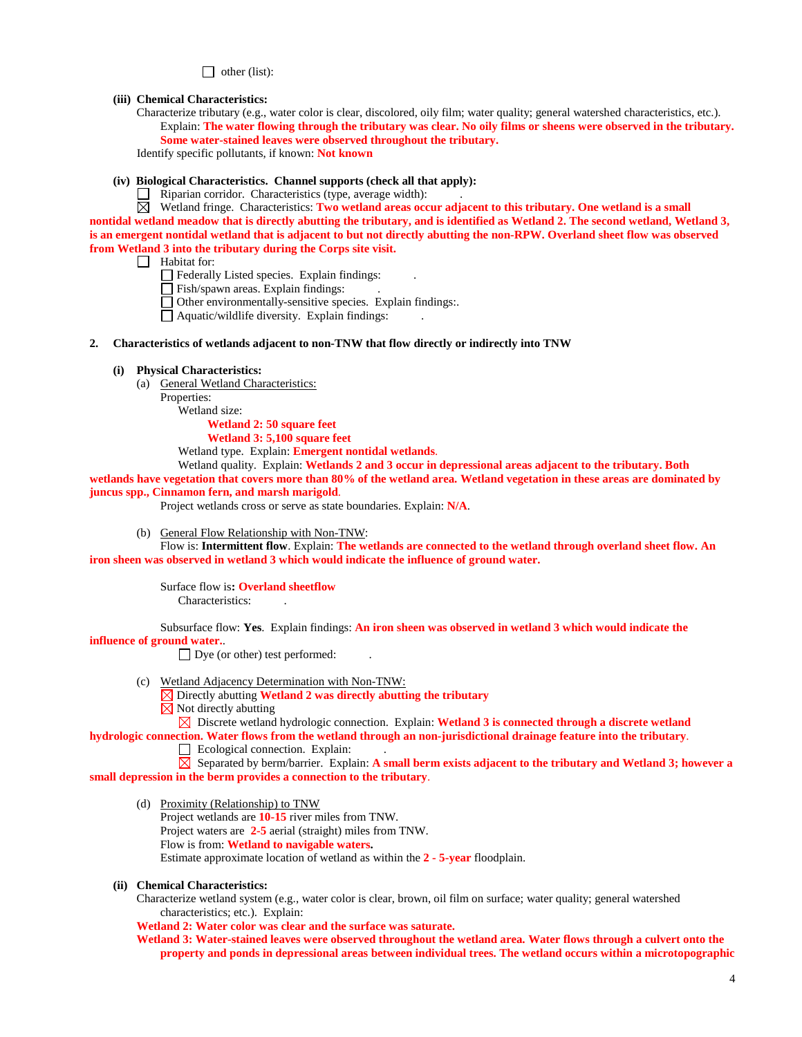☐ other (list):

**(iii) Chemical Characteristics:**

Characterize tributary (e.g., water color is clear, discolored, oily film; water quality; general watershed characteristics, etc.).

Explain: **The water flowing through the tributary was clear. No oily films or sheens were observed in the tributary. Some water-stained leaves were observed throughout the tributary.**

Identify specific pollutants, if known: **Not known**

**(iv) Biological Characteristics. Channel supports (check all that apply):**

☐ Riparian corridor. Characteristics (type, average width): .

☒ Wetland fringe. Characteristics: **Two wetland areas occur adjacent to this tributary. One wetland is a small nontidal wetland meadow that is directly abutting the tributary, and is identified as Wetland 2. The second wetland, Wetland 3, is an emergent nontidal wetland that is adjacent to but not directly abutting the non-RPW. Overland sheet flow was observed from Wetland 3 into the tributary during the Corps site visit.**

☐ Habitat for:

- ☐ Federally Listed species. Explain findings: .
- ☐ Fish/spawn areas. Explain findings: .
- ☐ Other environmentally-sensitive species. Explain findings:.
- ☐ Aquatic/wildlife diversity. Explain findings: .

**2. Characteristics of wetlands adjacent to non-TNW that flow directly or indirectly into TNW**

**(i) Physical Characteristics:**

(a) General Wetland Characteristics:

Properties:

Wetland size:

**Wetland 2: 50 square feet**
**Wetland 3: 5,100 square feet**

Wetland type. Explain: **Emergent nontidal wetlands**.

Wetland quality. Explain: **Wetlands 2 and 3 occur in depressional areas adjacent to the tributary. Both wetlands have vegetation that covers more than 80% of the wetland area. Wetland vegetation in these areas are dominated by juncus spp., Cinnamon fern, and marsh marigold**.

Project wetlands cross or serve as state boundaries. Explain: **N/A**.

(b) General Flow Relationship with Non-TNW:

Flow is: **Intermittent flow**. Explain: **The wetlands are connected to the wetland through overland sheet flow. An iron sheen was observed in wetland 3 which would indicate the influence of ground water.**

Surface flow is**: Overland sheetflow**

Characteristics: .

Subsurface flow: **Yes**. Explain findings: **An iron sheen was observed in wetland 3 which would indicate the influence of ground water.**.

☐ Dye (or other) test performed: .

(c) Wetland Adjacency Determination with Non-TNW:

☒ Directly abutting **Wetland 2 was directly abutting the tributary**

☒ Not directly abutting

☒ Discrete wetland hydrologic connection. Explain: **Wetland 3 is connected through a discrete wetland hydrologic connection. Water flows from the wetland through an non-jurisdictional drainage feature into the tributary**.

☐ Ecological connection. Explain: .

☒ Separated by berm/barrier. Explain: **A small berm exists adjacent to the tributary and Wetland 3; however a small depression in the berm provides a connection to the tributary**.

(d) Proximity (Relationship) to TNW

Project wetlands are **10-15** river miles from TNW.
Project waters are **2-5** aerial (straight) miles from TNW.
Flow is from: **Wetland to navigable waters.**
Estimate approximate location of wetland as within the **2 - 5-year** floodplain.

**(ii) Chemical Characteristics:**

Characterize wetland system (e.g., water color is clear, brown, oil film on surface; water quality; general watershed characteristics; etc.). Explain:

**Wetland 2: Water color was clear and the surface was saturate.**

**Wetland 3: Water-stained leaves were observed throughout the wetland area. Water flows through a culvert onto the property and ponds in depressional areas between individual trees. The wetland occurs within a microtopographic**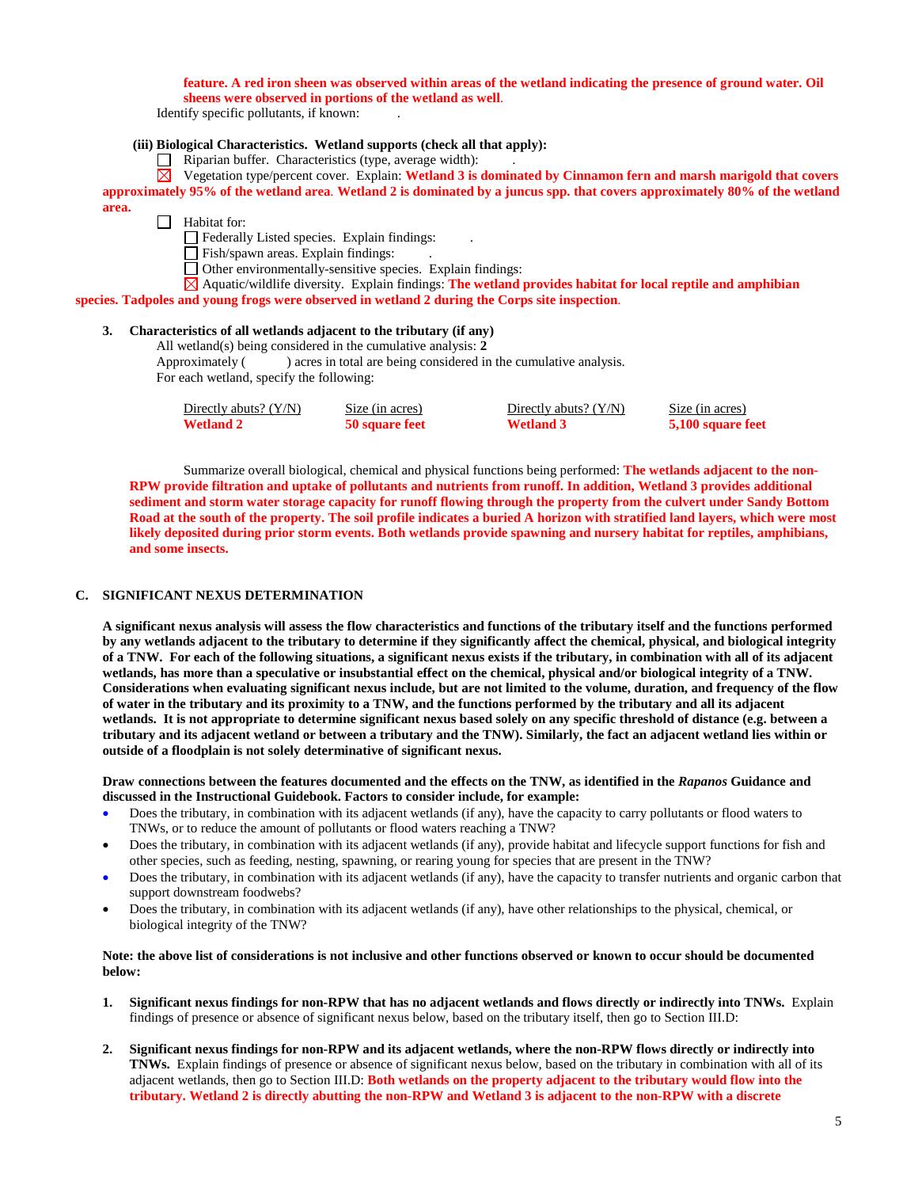**feature. A red iron sheen was observed within areas of the wetland indicating the presence of ground water. Oil sheens were observed in portions of the wetland as well**.

Identify specific pollutants, if known: .

**(iii) Biological Characteristics. Wetland supports (check all that apply):**

☐ Riparian buffer. Characteristics (type, average width): .

☒ Vegetation type/percent cover. Explain: **Wetland 3 is dominated by Cinnamon fern and marsh marigold that covers approximately 95% of the wetland area**. **Wetland 2 is dominated by a juncus spp. that covers approximately 80% of the wetland area.**

☐ Habitat for:

☐ Federally Listed species. Explain findings: .

☐ Fish/spawn areas. Explain findings: .

☐ Other environmentally-sensitive species. Explain findings:

☒ Aquatic/wildlife diversity. Explain findings: **The wetland provides habitat for local reptile and amphibian species. Tadpoles and young frogs were observed in wetland 2 during the Corps site inspection**.

**3. Characteristics of all wetlands adjacent to the tributary (if any)**

All wetland(s) being considered in the cumulative analysis: **2**

Approximately ( ) acres in total are being considered in the cumulative analysis.

For each wetland, specify the following:

| Directly abuts? (Y/N) | Size (in acres) | Directly abuts? (Y/N) | Size (in acres) |
|---|---|---|---|
| **Wetland 2** | **50 square feet** | **Wetland 3** | **5,100 square feet** |

Summarize overall biological, chemical and physical functions being performed: **The wetlands adjacent to the non-RPW provide filtration and uptake of pollutants and nutrients from runoff. In addition, Wetland 3 provides additional sediment and storm water storage capacity for runoff flowing through the property from the culvert under Sandy Bottom Road at the south of the property. The soil profile indicates a buried A horizon with stratified land layers, which were most likely deposited during prior storm events. Both wetlands provide spawning and nursery habitat for reptiles, amphibians, and some insects.**

## C. SIGNIFICANT NEXUS DETERMINATION

**A significant nexus analysis will assess the flow characteristics and functions of the tributary itself and the functions performed by any wetlands adjacent to the tributary to determine if they significantly affect the chemical, physical, and biological integrity of a TNW. For each of the following situations, a significant nexus exists if the tributary, in combination with all of its adjacent wetlands, has more than a speculative or insubstantial effect on the chemical, physical and/or biological integrity of a TNW. Considerations when evaluating significant nexus include, but are not limited to the volume, duration, and frequency of the flow of water in the tributary and its proximity to a TNW, and the functions performed by the tributary and all its adjacent wetlands. It is not appropriate to determine significant nexus based solely on any specific threshold of distance (e.g. between a tributary and its adjacent wetland or between a tributary and the TNW). Similarly, the fact an adjacent wetland lies within or outside of a floodplain is not solely determinative of significant nexus.**

**Draw connections between the features documented and the effects on the TNW, as identified in the *Rapanos* Guidance and discussed in the Instructional Guidebook. Factors to consider include, for example:**

- Does the tributary, in combination with its adjacent wetlands (if any), have the capacity to carry pollutants or flood waters to TNWs, or to reduce the amount of pollutants or flood waters reaching a TNW?
- Does the tributary, in combination with its adjacent wetlands (if any), provide habitat and lifecycle support functions for fish and other species, such as feeding, nesting, spawning, or rearing young for species that are present in the TNW?
- Does the tributary, in combination with its adjacent wetlands (if any), have the capacity to transfer nutrients and organic carbon that support downstream foodwebs?
- Does the tributary, in combination with its adjacent wetlands (if any), have other relationships to the physical, chemical, or biological integrity of the TNW?

**Note: the above list of considerations is not inclusive and other functions observed or known to occur should be documented below:**

1. **Significant nexus findings for non-RPW that has no adjacent wetlands and flows directly or indirectly into TNWs.** Explain findings of presence or absence of significant nexus below, based on the tributary itself, then go to Section III.D:

2. **Significant nexus findings for non-RPW and its adjacent wetlands, where the non-RPW flows directly or indirectly into TNWs.** Explain findings of presence or absence of significant nexus below, based on the tributary in combination with all of its adjacent wetlands, then go to Section III.D: **Both wetlands on the property adjacent to the tributary would flow into the tributary. Wetland 2 is directly abutting the non-RPW and Wetland 3 is adjacent to the non-RPW with a discrete**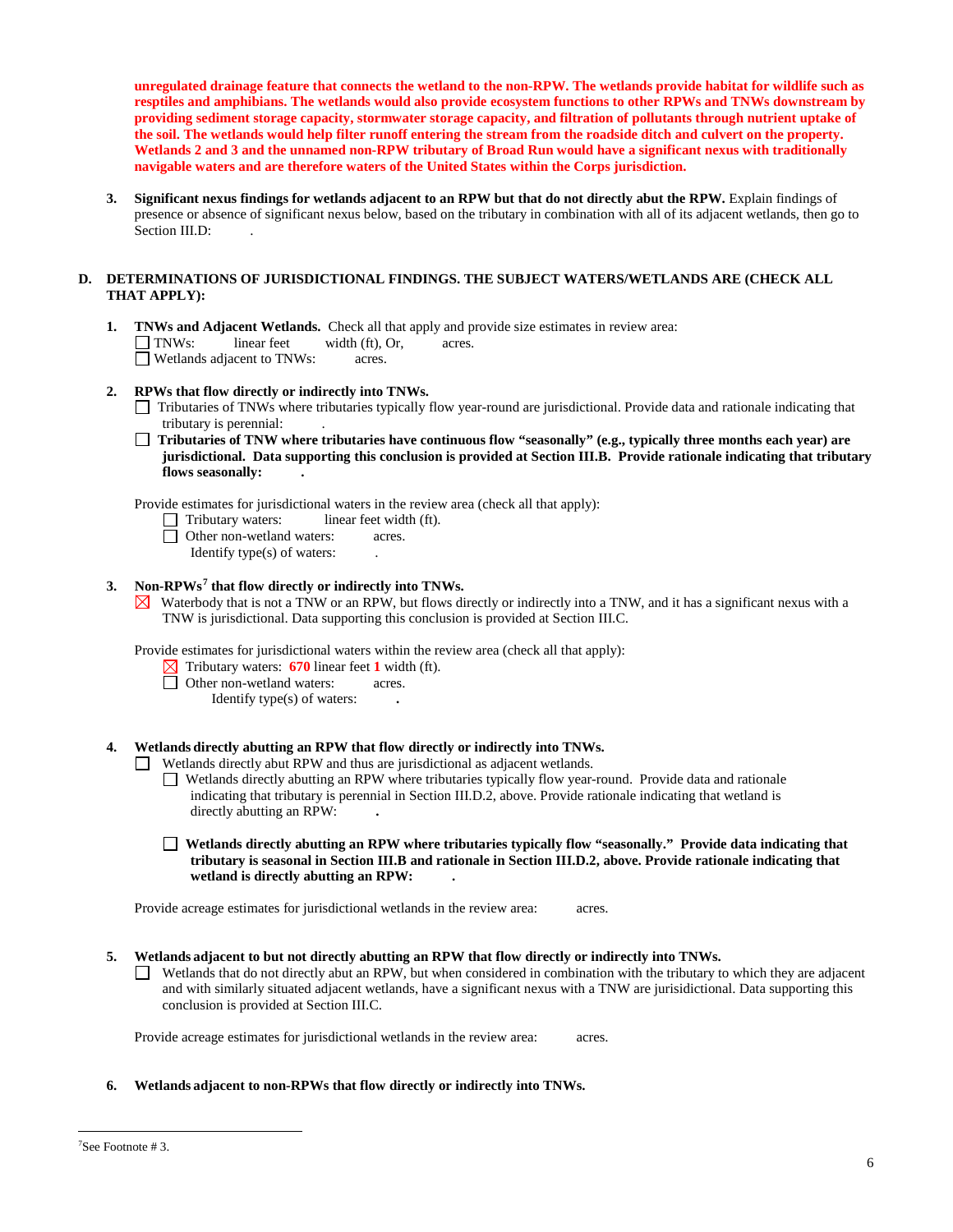**unregulated drainage feature that connects the wetland to the non-RPW. The wetlands provide habitat for wildlife such as resptiles and amphibians. The wetlands would also provide ecosystem functions to other RPWs and TNWs downstream by providing sediment storage capacity, stormwater storage capacity, and filtration of pollutants through nutrient uptake of the soil. The wetlands would help filter runoff entering the stream from the roadside ditch and culvert on the property. Wetlands 2 and 3 and the unnamed non-RPW tributary of Broad Run would have a significant nexus with traditionally navigable waters and are therefore waters of the United States within the Corps jurisdiction.**

3. **Significant nexus findings for wetlands adjacent to an RPW but that do not directly abut the RPW.** Explain findings of presence or absence of significant nexus below, based on the tributary in combination with all of its adjacent wetlands, then go to Section III.D: .

## D. DETERMINATIONS OF JURISDICTIONAL FINDINGS. THE SUBJECT WATERS/WETLANDS ARE (CHECK ALL THAT APPLY):

1. **TNWs and Adjacent Wetlands.** Check all that apply and provide size estimates in review area:
   - ☐ TNWs: linear feet width (ft), Or, acres.
   - ☐ Wetlands adjacent to TNWs: acres.

2. **RPWs that flow directly or indirectly into TNWs.**
   - ☐ Tributaries of TNWs where tributaries typically flow year-round are jurisdictional. Provide data and rationale indicating that tributary is perennial: .
   - ☐ **Tributaries of TNW where tributaries have continuous flow "seasonally" (e.g., typically three months each year) are jurisdictional. Data supporting this conclusion is provided at Section III.B. Provide rationale indicating that tributary flows seasonally: .**

   Provide estimates for jurisdictional waters in the review area (check all that apply):
   - ☐ Tributary waters: linear feet width (ft).
   - ☐ Other non-wetland waters: acres.
     Identify type(s) of waters: .

3. **Non-RPWs[7] that flow directly or indirectly into TNWs.**
   - ☒ Waterbody that is not a TNW or an RPW, but flows directly or indirectly into a TNW, and it has a significant nexus with a TNW is jurisdictional. Data supporting this conclusion is provided at Section III.C.

   Provide estimates for jurisdictional waters within the review area (check all that apply):
   - ☒ Tributary waters: **670** linear feet **1** width (ft).
   - ☐ Other non-wetland waters: acres.
     Identify type(s) of waters: **.**

4. **Wetlands directly abutting an RPW that flow directly or indirectly into TNWs.**
   - ☐ Wetlands directly abut RPW and thus are jurisdictional as adjacent wetlands.
     - ☐ Wetlands directly abutting an RPW where tributaries typically flow year-round. Provide data and rationale indicating that tributary is perennial in Section III.D.2, above. Provide rationale indicating that wetland is directly abutting an RPW: **.**
     - ☐ **Wetlands directly abutting an RPW where tributaries typically flow "seasonally." Provide data indicating that tributary is seasonal in Section III.B and rationale in Section III.D.2, above. Provide rationale indicating that wetland is directly abutting an RPW: .**

   Provide acreage estimates for jurisdictional wetlands in the review area: acres.

5. **Wetlands adjacent to but not directly abutting an RPW that flow directly or indirectly into TNWs.**
   - ☐ Wetlands that do not directly abut an RPW, but when considered in combination with the tributary to which they are adjacent and with similarly situated adjacent wetlands, have a significant nexus with a TNW are jurisidictional. Data supporting this conclusion is provided at Section III.C.

   Provide acreage estimates for jurisdictional wetlands in the review area: acres.

6. **Wetlands adjacent to non-RPWs that flow directly or indirectly into TNWs.**

---

[7] See Footnote # 3.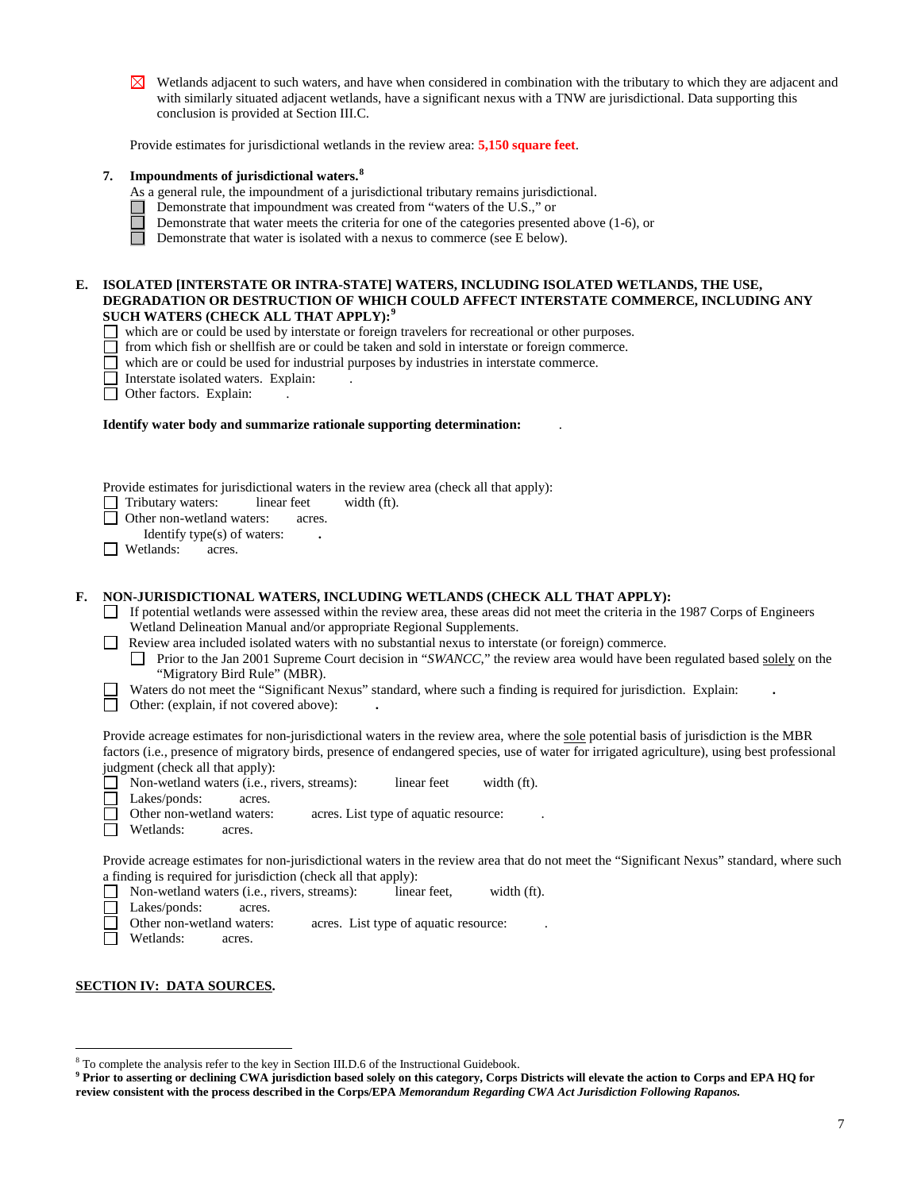☒ Wetlands adjacent to such waters, and have when considered in combination with the tributary to which they are adjacent and with similarly situated adjacent wetlands, have a significant nexus with a TNW are jurisdictional. Data supporting this conclusion is provided at Section III.C.

Provide estimates for jurisdictional wetlands in the review area: **5,150 square feet**.

**7. Impoundments of jurisdictional waters.**[8]

As a general rule, the impoundment of a jurisdictional tributary remains jurisdictional.

☐ Demonstrate that impoundment was created from "waters of the U.S.," or
☐ Demonstrate that water meets the criteria for one of the categories presented above (1-6), or
☐ Demonstrate that water is isolated with a nexus to commerce (see E below).

**E. ISOLATED [INTERSTATE OR INTRA-STATE] WATERS, INCLUDING ISOLATED WETLANDS, THE USE, DEGRADATION OR DESTRUCTION OF WHICH COULD AFFECT INTERSTATE COMMERCE, INCLUDING ANY SUCH WATERS (CHECK ALL THAT APPLY):**[9]

☐ which are or could be used by interstate or foreign travelers for recreational or other purposes.
☐ from which fish or shellfish are or could be taken and sold in interstate or foreign commerce.
☐ which are or could be used for industrial purposes by industries in interstate commerce.
☐ Interstate isolated waters. Explain: .
☐ Other factors. Explain: .

**Identify water body and summarize rationale supporting determination:** .

Provide estimates for jurisdictional waters in the review area (check all that apply):

☐ Tributary waters: linear feet width (ft).
☐ Other non-wetland waters: acres.
Identify type(s) of waters: **.**
☐ Wetlands: acres.

**F. NON-JURISDICTIONAL WATERS, INCLUDING WETLANDS (CHECK ALL THAT APPLY):**

☐ If potential wetlands were assessed within the review area, these areas did not meet the criteria in the 1987 Corps of Engineers Wetland Delineation Manual and/or appropriate Regional Supplements.
☐ Review area included isolated waters with no substantial nexus to interstate (or foreign) commerce.
☐ Prior to the Jan 2001 Supreme Court decision in "*SWANCC*," the review area would have been regulated based solely on the "Migratory Bird Rule" (MBR).
☐ Waters do not meet the "Significant Nexus" standard, where such a finding is required for jurisdiction. Explain: **.**
☐ Other: (explain, if not covered above): **.**

Provide acreage estimates for non-jurisdictional waters in the review area, where the sole potential basis of jurisdiction is the MBR factors (i.e., presence of migratory birds, presence of endangered species, use of water for irrigated agriculture), using best professional judgment (check all that apply):

☐ Non-wetland waters (i.e., rivers, streams): linear feet width (ft).
☐ Lakes/ponds: acres.
☐ Other non-wetland waters: acres. List type of aquatic resource: .
☐ Wetlands: acres.

Provide acreage estimates for non-jurisdictional waters in the review area that do not meet the "Significant Nexus" standard, where such a finding is required for jurisdiction (check all that apply):

☐ Non-wetland waters (i.e., rivers, streams): linear feet, width (ft).
☐ Lakes/ponds: acres.
☐ Other non-wetland waters: acres. List type of aquatic resource: .
☐ Wetlands: acres.

**SECTION IV: DATA SOURCES.**

[8] To complete the analysis refer to the key in Section III.D.6 of the Instructional Guidebook.

[9] **Prior to asserting or declining CWA jurisdiction based solely on this category, Corps Districts will elevate the action to Corps and EPA HQ for review consistent with the process described in the Corps/EPA *Memorandum Regarding CWA Act Jurisdiction Following Rapanos.***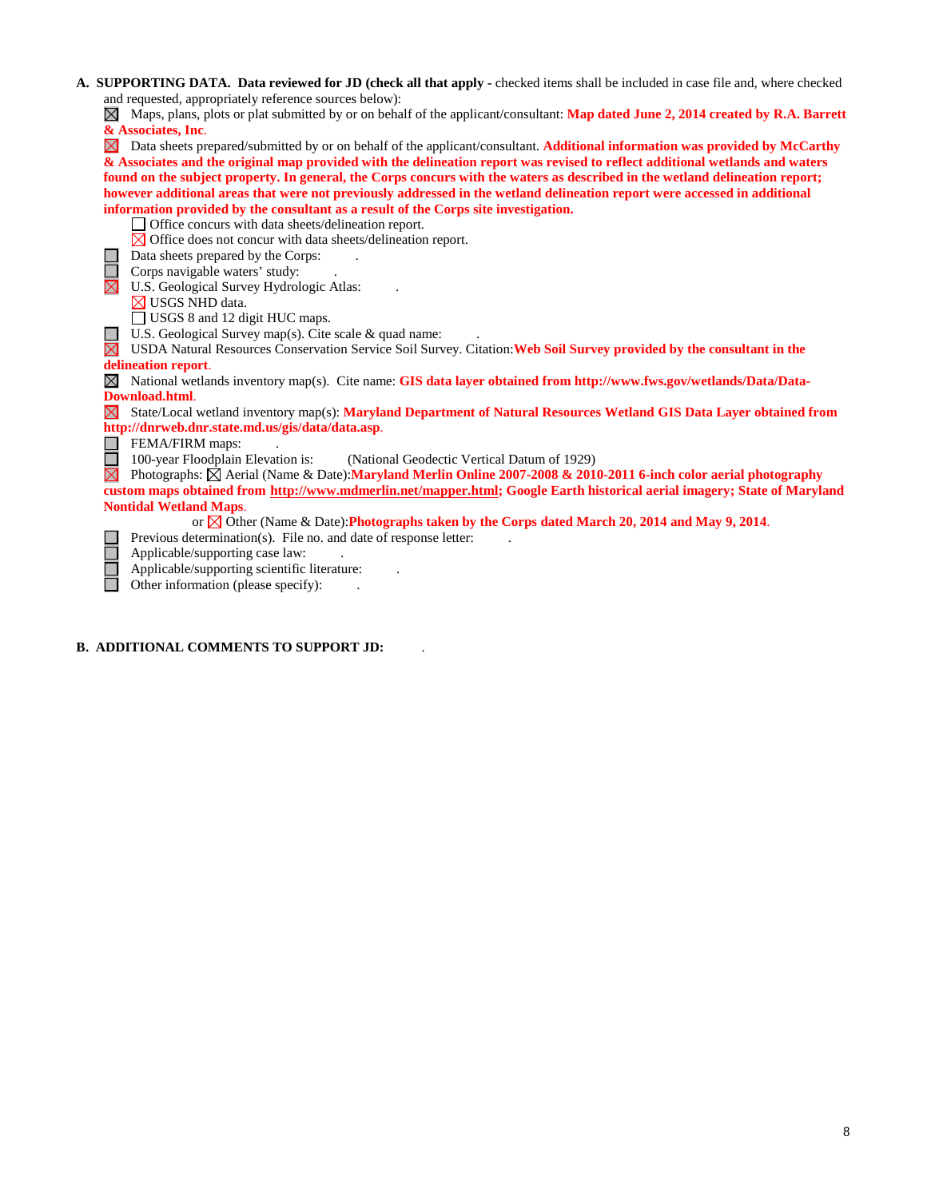**A. SUPPORTING DATA. Data reviewed for JD (check all that apply** - checked items shall be included in case file and, where checked and requested, appropriately reference sources below):

☒ Maps, plans, plots or plat submitted by or on behalf of the applicant/consultant: **Map dated June 2, 2014 created by R.A. Barrett & Associates, Inc**.

☒ Data sheets prepared/submitted by or on behalf of the applicant/consultant. **Additional information was provided by McCarthy & Associates and the original map provided with the delineation report was revised to reflect additional wetlands and waters found on the subject property. In general, the Corps concurs with the waters as described in the wetland delineation report; however additional areas that were not previously addressed in the wetland delineation report were accessed in additional information provided by the consultant as a result of the Corps site investigation.**

- ☐ Office concurs with data sheets/delineation report.
- ☒ Office does not concur with data sheets/delineation report.

☐ Data sheets prepared by the Corps: .

☐ Corps navigable waters' study: .

☒ U.S. Geological Survey Hydrologic Atlas: .

- ☒ USGS NHD data.
- ☐ USGS 8 and 12 digit HUC maps.

☐ U.S. Geological Survey map(s). Cite scale & quad name: .

☒ USDA Natural Resources Conservation Service Soil Survey. Citation:**Web Soil Survey provided by the consultant in the delineation report**.

☒ National wetlands inventory map(s). Cite name: **GIS data layer obtained from http://www.fws.gov/wetlands/Data/Data-Download.html**.

☒ State/Local wetland inventory map(s): **Maryland Department of Natural Resources Wetland GIS Data Layer obtained from http://dnrweb.dnr.state.md.us/gis/data/data.asp**.

☐ FEMA/FIRM maps: .

☐ 100-year Floodplain Elevation is: (National Geodectic Vertical Datum of 1929)

☒ Photographs: ☒ Aerial (Name & Date):**Maryland Merlin Online 2007-2008 & 2010-2011 6-inch color aerial photography custom maps obtained from http://www.mdmerlin.net/mapper.html; Google Earth historical aerial imagery; State of Maryland Nontidal Wetland Maps**.

or ☒ Other (Name & Date):**Photographs taken by the Corps dated March 20, 2014 and May 9, 2014**.

☐ Previous determination(s). File no. and date of response letter: .

☐ Applicable/supporting case law: .

☐ Applicable/supporting scientific literature: .

☐ Other information (please specify): .

**B. ADDITIONAL COMMENTS TO SUPPORT JD:** .